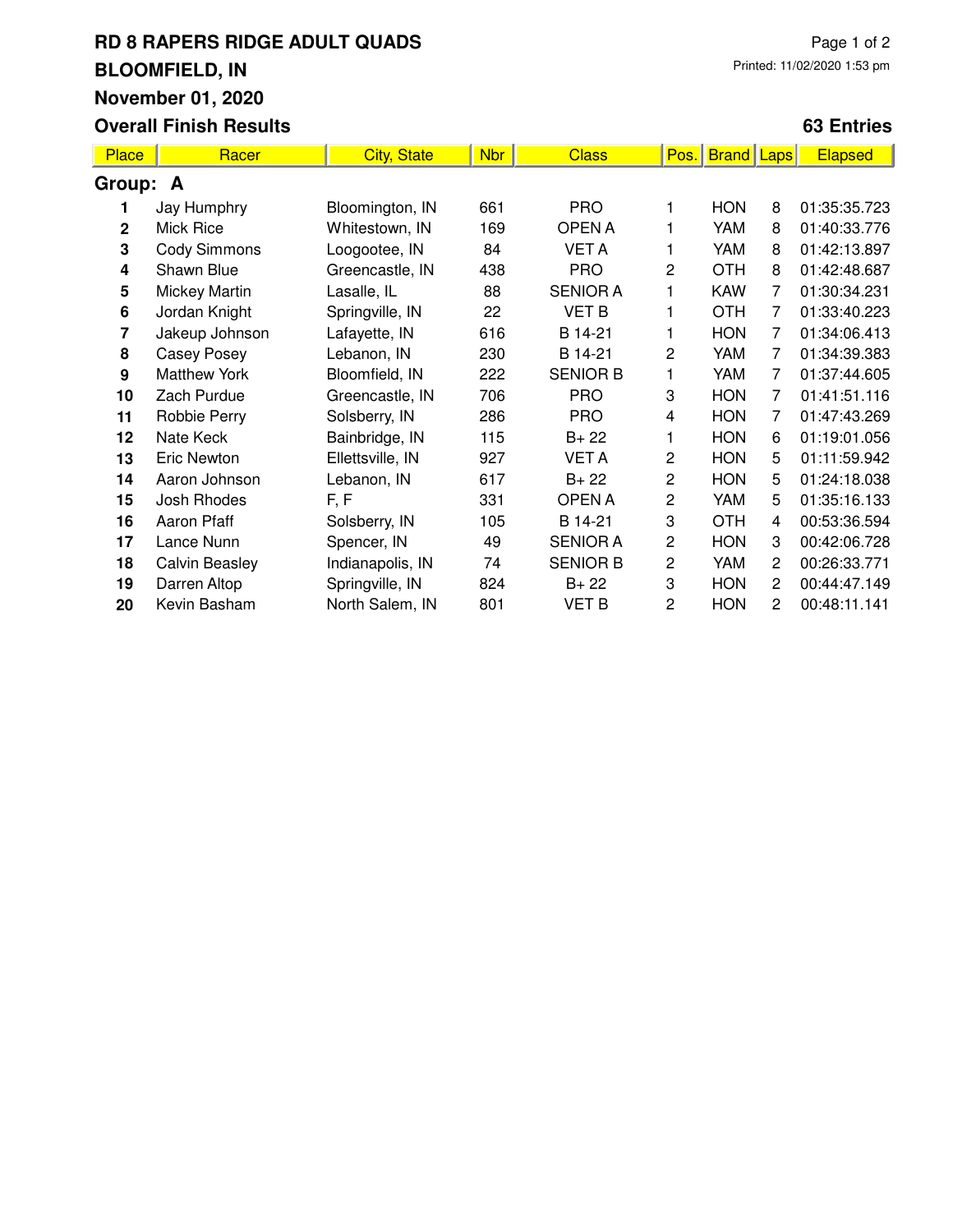# RD 8 RAPERS RIDGE ADULT QUADS

## BLOOMFIELD, IN

## November 01, 2020

## Overall Finish Results

**63 Entries**

Printed: 11/02/2020 1:53 pm

| Place | Racer | City, State | Nbr | Class | Pos. | Brand | Laps | Elapsed |
|---|---|---|---|---|---|---|---|---|
| **Group: A** | | | | | | | | |
| **1** | Jay Humphry | Bloomington, IN | 661 | PRO | 1 | HON | 8 | 01:35:35.723 |
| **2** | Mick Rice | Whitestown, IN | 169 | OPEN A | 1 | YAM | 8 | 01:40:33.776 |
| **3** | Cody Simmons | Loogootee, IN | 84 | VET A | 1 | YAM | 8 | 01:42:13.897 |
| **4** | Shawn Blue | Greencastle, IN | 438 | PRO | 2 | OTH | 8 | 01:42:48.687 |
| **5** | Mickey Martin | Lasalle, IL | 88 | SENIOR A | 1 | KAW | 7 | 01:30:34.231 |
| **6** | Jordan Knight | Springville, IN | 22 | VET B | 1 | OTH | 7 | 01:33:40.223 |
| **7** | Jakeup Johnson | Lafayette, IN | 616 | B 14-21 | 1 | HON | 7 | 01:34:06.413 |
| **8** | Casey Posey | Lebanon, IN | 230 | B 14-21 | 2 | YAM | 7 | 01:34:39.383 |
| **9** | Matthew York | Bloomfield, IN | 222 | SENIOR B | 1 | YAM | 7 | 01:37:44.605 |
| **10** | Zach Purdue | Greencastle, IN | 706 | PRO | 3 | HON | 7 | 01:41:51.116 |
| **11** | Robbie Perry | Solsberry, IN | 286 | PRO | 4 | HON | 7 | 01:47:43.269 |
| **12** | Nate Keck | Bainbridge, IN | 115 | B+ 22 | 1 | HON | 6 | 01:19:01.056 |
| **13** | Eric Newton | Ellettsville, IN | 927 | VET A | 2 | HON | 5 | 01:11:59.942 |
| **14** | Aaron Johnson | Lebanon, IN | 617 | B+ 22 | 2 | HON | 5 | 01:24:18.038 |
| **15** | Josh Rhodes | F, F | 331 | OPEN A | 2 | YAM | 5 | 01:35:16.133 |
| **16** | Aaron Pfaff | Solsberry, IN | 105 | B 14-21 | 3 | OTH | 4 | 00:53:36.594 |
| **17** | Lance Nunn | Spencer, IN | 49 | SENIOR A | 2 | HON | 3 | 00:42:06.728 |
| **18** | Calvin Beasley | Indianapolis, IN | 74 | SENIOR B | 2 | YAM | 2 | 00:26:33.771 |
| **19** | Darren Altop | Springville, IN | 824 | B+ 22 | 3 | HON | 2 | 00:44:47.149 |
| **20** | Kevin Basham | North Salem, IN | 801 | VET B | 2 | HON | 2 | 00:48:11.141 |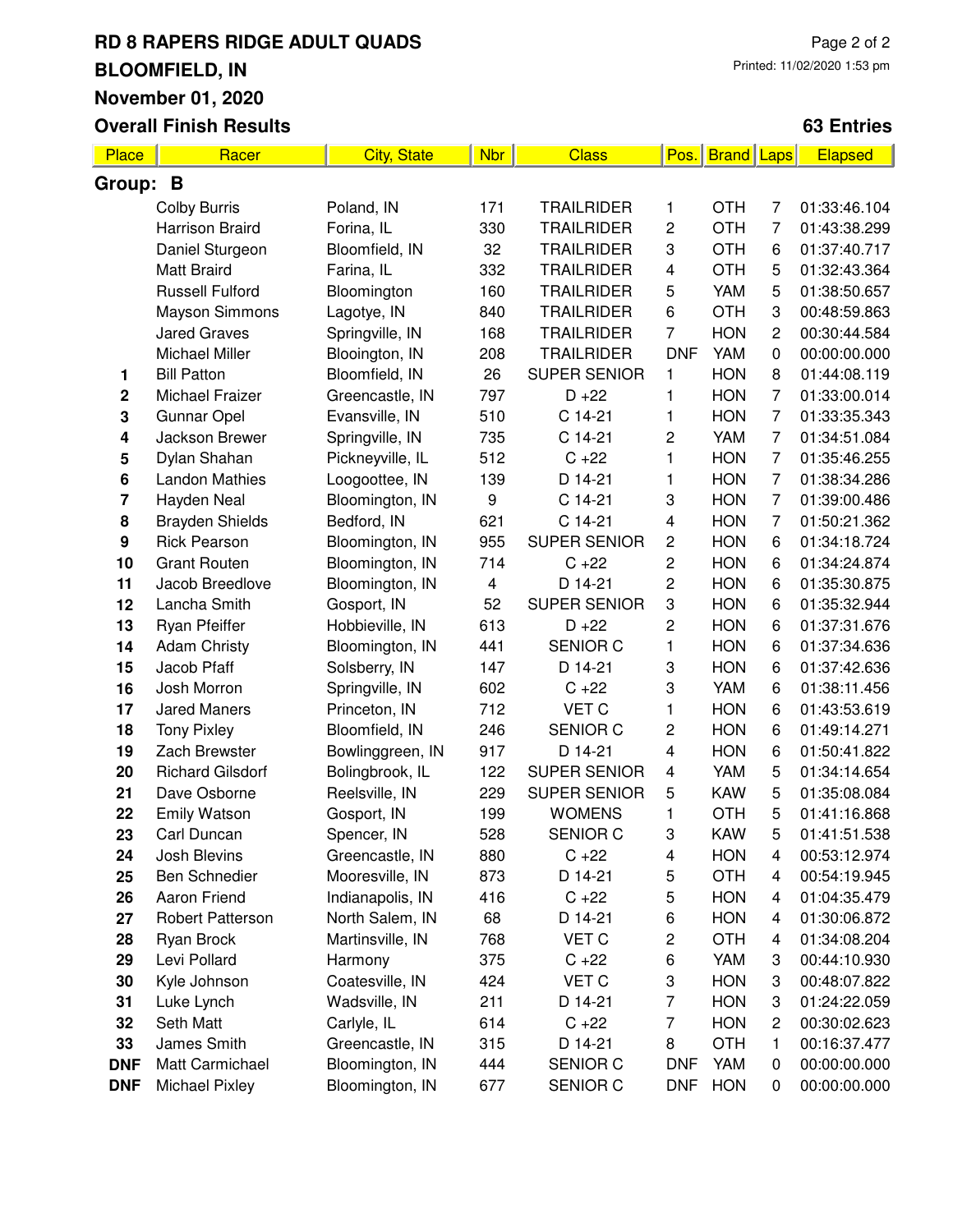# RD 8 RAPERS RIDGE ADULT QUADS
## BLOOMFIELD, IN
## November 01, 2020
## Overall Finish Results

**63 Entries**

| Place | Racer | City, State | Nbr | Class | Pos. | Brand | Laps | Elapsed |
|---|---|---|---|---|---|---|---|---|
| **Group: B** | | | | | | | | |
| | Colby Burris | Poland, IN | 171 | TRAILRIDER | 1 | OTH | 7 | 01:33:46.104 |
| | Harrison Braird | Forina, IL | 330 | TRAILRIDER | 2 | OTH | 7 | 01:43:38.299 |
| | Daniel Sturgeon | Bloomfield, IN | 32 | TRAILRIDER | 3 | OTH | 6 | 01:37:40.717 |
| | Matt Braird | Farina, IL | 332 | TRAILRIDER | 4 | OTH | 5 | 01:32:43.364 |
| | Russell Fulford | Bloomington | 160 | TRAILRIDER | 5 | YAM | 5 | 01:38:50.657 |
| | Mayson Simmons | Lagotye, IN | 840 | TRAILRIDER | 6 | OTH | 3 | 00:48:59.863 |
| | Jared Graves | Springville, IN | 168 | TRAILRIDER | 7 | HON | 2 | 00:30:44.584 |
| | Michael Miller | Blooington, IN | 208 | TRAILRIDER | DNF | YAM | 0 | 00:00:00.000 |
| **1** | Bill Patton | Bloomfield, IN | 26 | SUPER SENIOR | 1 | HON | 8 | 01:44:08.119 |
| **2** | Michael Fraizer | Greencastle, IN | 797 | D +22 | 1 | HON | 7 | 01:33:00.014 |
| **3** | Gunnar Opel | Evansville, IN | 510 | C 14-21 | 1 | HON | 7 | 01:33:35.343 |
| **4** | Jackson Brewer | Springville, IN | 735 | C 14-21 | 2 | YAM | 7 | 01:34:51.084 |
| **5** | Dylan Shahan | Pickneyville, IL | 512 | C +22 | 1 | HON | 7 | 01:35:46.255 |
| **6** | Landon Mathies | Loogootee, IN | 139 | D 14-21 | 1 | HON | 7 | 01:38:34.286 |
| **7** | Hayden Neal | Bloomington, IN | 9 | C 14-21 | 3 | HON | 7 | 01:39:00.486 |
| **8** | Brayden Shields | Bedford, IN | 621 | C 14-21 | 4 | HON | 7 | 01:50:21.362 |
| **9** | Rick Pearson | Bloomington, IN | 955 | SUPER SENIOR | 2 | HON | 6 | 01:34:18.724 |
| **10** | Grant Routen | Bloomington, IN | 714 | C +22 | 2 | HON | 6 | 01:34:24.874 |
| **11** | Jacob Breedlove | Bloomington, IN | 4 | D 14-21 | 2 | HON | 6 | 01:35:30.875 |
| **12** | Lancha Smith | Gosport, IN | 52 | SUPER SENIOR | 3 | HON | 6 | 01:35:32.944 |
| **13** | Ryan Pfeiffer | Hobbieville, IN | 613 | D +22 | 2 | HON | 6 | 01:37:31.676 |
| **14** | Adam Christy | Bloomington, IN | 441 | SENIOR C | 1 | HON | 6 | 01:37:34.636 |
| **15** | Jacob Pfaff | Solsberry, IN | 147 | D 14-21 | 3 | HON | 6 | 01:37:42.636 |
| **16** | Josh Morron | Springville, IN | 602 | C +22 | 3 | YAM | 6 | 01:38:11.456 |
| **17** | Jared Maners | Princeton, IN | 712 | VET C | 1 | HON | 6 | 01:43:53.619 |
| **18** | Tony Pixley | Bloomfield, IN | 246 | SENIOR C | 2 | HON | 6 | 01:49:14.271 |
| **19** | Zach Brewster | Bowlinggreen, IN | 917 | D 14-21 | 4 | HON | 6 | 01:50:41.822 |
| **20** | Richard Gilsdorf | Bolingbrook, IL | 122 | SUPER SENIOR | 4 | YAM | 5 | 01:34:14.654 |
| **21** | Dave Osborne | Reelsville, IN | 229 | SUPER SENIOR | 5 | KAW | 5 | 01:35:08.084 |
| **22** | Emily Watson | Gosport, IN | 199 | WOMENS | 1 | OTH | 5 | 01:41:16.868 |
| **23** | Carl Duncan | Spencer, IN | 528 | SENIOR C | 3 | KAW | 5 | 01:41:51.538 |
| **24** | Josh Blevins | Greencastle, IN | 880 | C +22 | 4 | HON | 4 | 00:53:12.974 |
| **25** | Ben Schnedier | Mooresville, IN | 873 | D 14-21 | 5 | OTH | 4 | 00:54:19.945 |
| **26** | Aaron Friend | Indianapolis, IN | 416 | C +22 | 5 | HON | 4 | 01:04:35.479 |
| **27** | Robert Patterson | North Salem, IN | 68 | D 14-21 | 6 | HON | 4 | 01:30:06.872 |
| **28** | Ryan Brock | Martinsville, IN | 768 | VET C | 2 | OTH | 4 | 01:34:08.204 |
| **29** | Levi Pollard | Harmony | 375 | C +22 | 6 | YAM | 3 | 00:44:10.930 |
| **30** | Kyle Johnson | Coatesville, IN | 424 | VET C | 3 | HON | 3 | 00:48:07.822 |
| **31** | Luke Lynch | Wadsville, IN | 211 | D 14-21 | 7 | HON | 3 | 01:24:22.059 |
| **32** | Seth Matt | Carlyle, IL | 614 | C +22 | 7 | HON | 2 | 00:30:02.623 |
| **33** | James Smith | Greencastle, IN | 315 | D 14-21 | 8 | OTH | 1 | 00:16:37.477 |
| **DNF** | Matt Carmichael | Bloomington, IN | 444 | SENIOR C | DNF | YAM | 0 | 00:00:00.000 |
| **DNF** | Michael Pixley | Bloomington, IN | 677 | SENIOR C | DNF | HON | 0 | 00:00:00.000 |